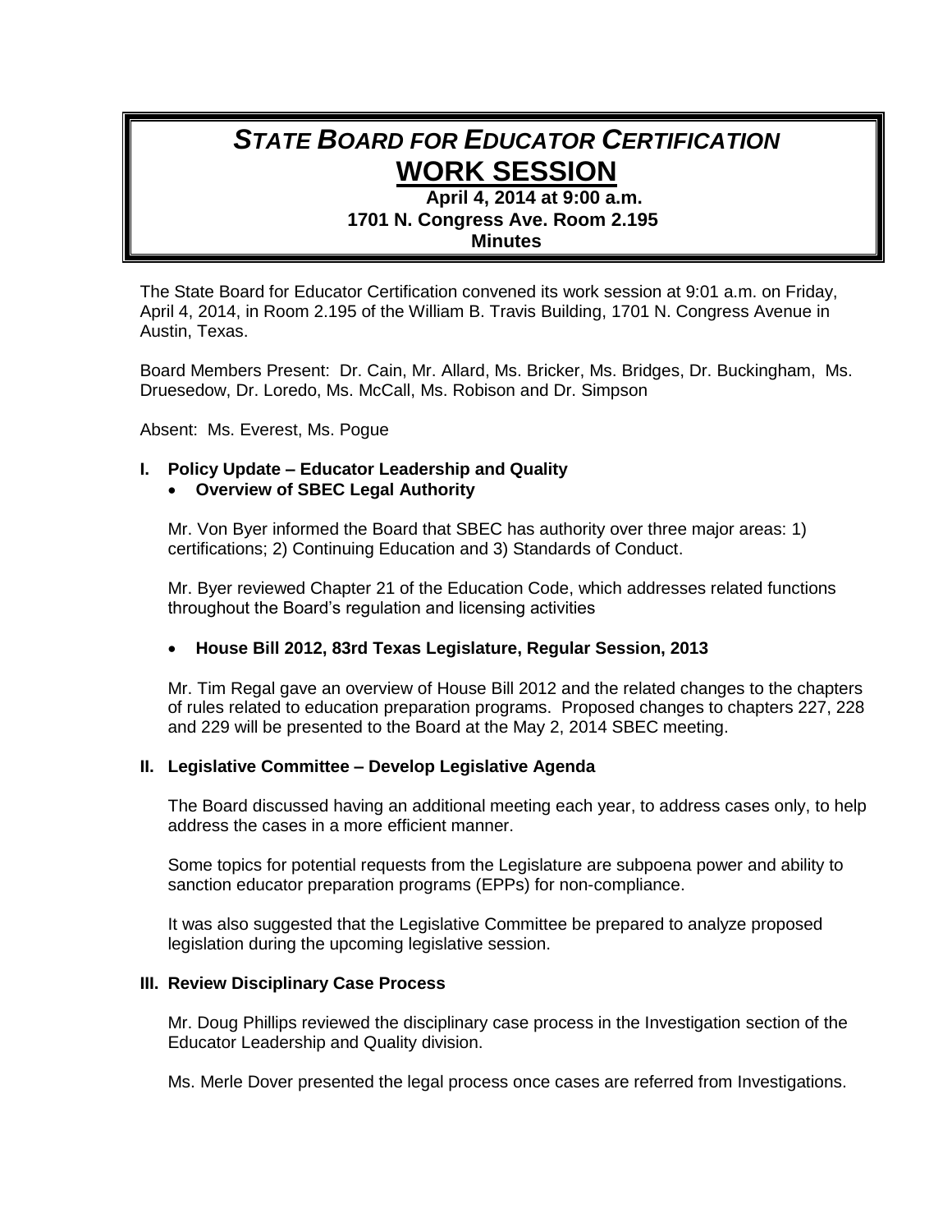# *STATE BOARD FOR EDUCATOR CERTIFICATION*
# WORK SESSION

**April 4, 2014 at 9:00 a.m.**
**1701 N. Congress Ave. Room 2.195**
**Minutes**

The State Board for Educator Certification convened its work session at 9:01 a.m. on Friday, April 4, 2014, in Room 2.195 of the William B. Travis Building, 1701 N. Congress Avenue in Austin, Texas.

Board Members Present: Dr. Cain, Mr. Allard, Ms. Bricker, Ms. Bridges, Dr. Buckingham, Ms. Druesedow, Dr. Loredo, Ms. McCall, Ms. Robison and Dr. Simpson

Absent: Ms. Everest, Ms. Pogue

## I. Policy Update – Educator Leadership and Quality

- **Overview of SBEC Legal Authority**

Mr. Von Byer informed the Board that SBEC has authority over three major areas: 1) certifications; 2) Continuing Education and 3) Standards of Conduct.

Mr. Byer reviewed Chapter 21 of the Education Code, which addresses related functions throughout the Board's regulation and licensing activities

- **House Bill 2012, 83rd Texas Legislature, Regular Session, 2013**

Mr. Tim Regal gave an overview of House Bill 2012 and the related changes to the chapters of rules related to education preparation programs. Proposed changes to chapters 227, 228 and 229 will be presented to the Board at the May 2, 2014 SBEC meeting.

## II. Legislative Committee – Develop Legislative Agenda

The Board discussed having an additional meeting each year, to address cases only, to help address the cases in a more efficient manner.

Some topics for potential requests from the Legislature are subpoena power and ability to sanction educator preparation programs (EPPs) for non-compliance.

It was also suggested that the Legislative Committee be prepared to analyze proposed legislation during the upcoming legislative session.

## III. Review Disciplinary Case Process

Mr. Doug Phillips reviewed the disciplinary case process in the Investigation section of the Educator Leadership and Quality division.

Ms. Merle Dover presented the legal process once cases are referred from Investigations.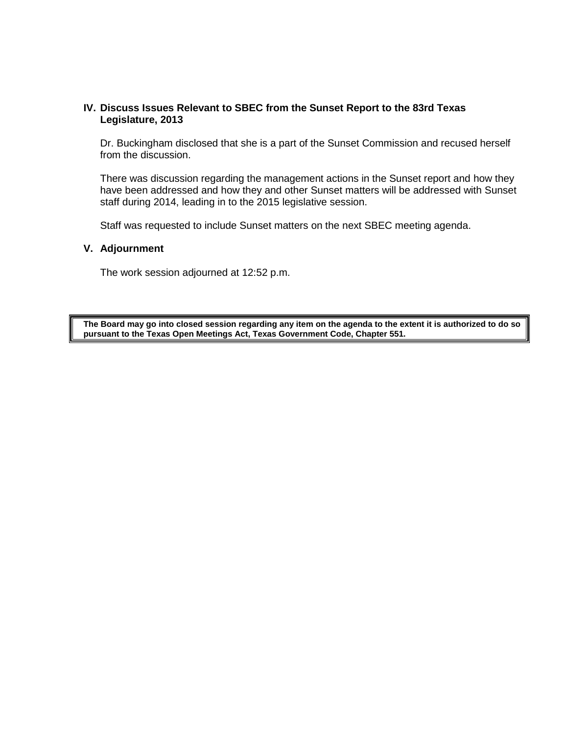## IV. Discuss Issues Relevant to SBEC from the Sunset Report to the 83rd Texas Legislature, 2013

Dr. Buckingham disclosed that she is a part of the Sunset Commission and recused herself from the discussion.

There was discussion regarding the management actions in the Sunset report and how they have been addressed and how they and other Sunset matters will be addressed with Sunset staff during 2014, leading in to the 2015 legislative session.

Staff was requested to include Sunset matters on the next SBEC meeting agenda.

## V. Adjournment

The work session adjourned at 12:52 p.m.

**The Board may go into closed session regarding any item on the agenda to the extent it is authorized to do so pursuant to the Texas Open Meetings Act, Texas Government Code, Chapter 551.**